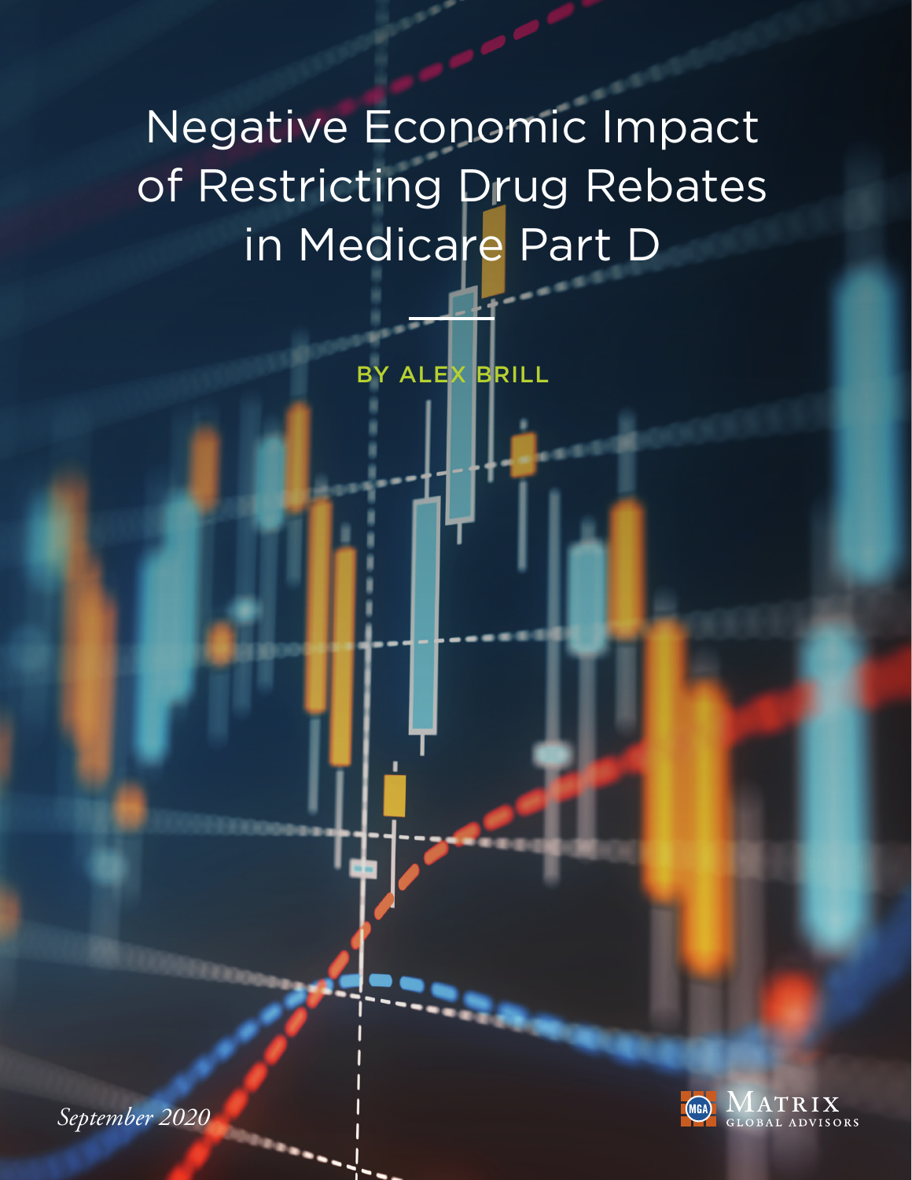# Negative Economic Impact of Restricting Drug Rebates in Medicare Part D

BY ALEX BRILL

*September 2020*

MATRIX GLOBAL ADVISORS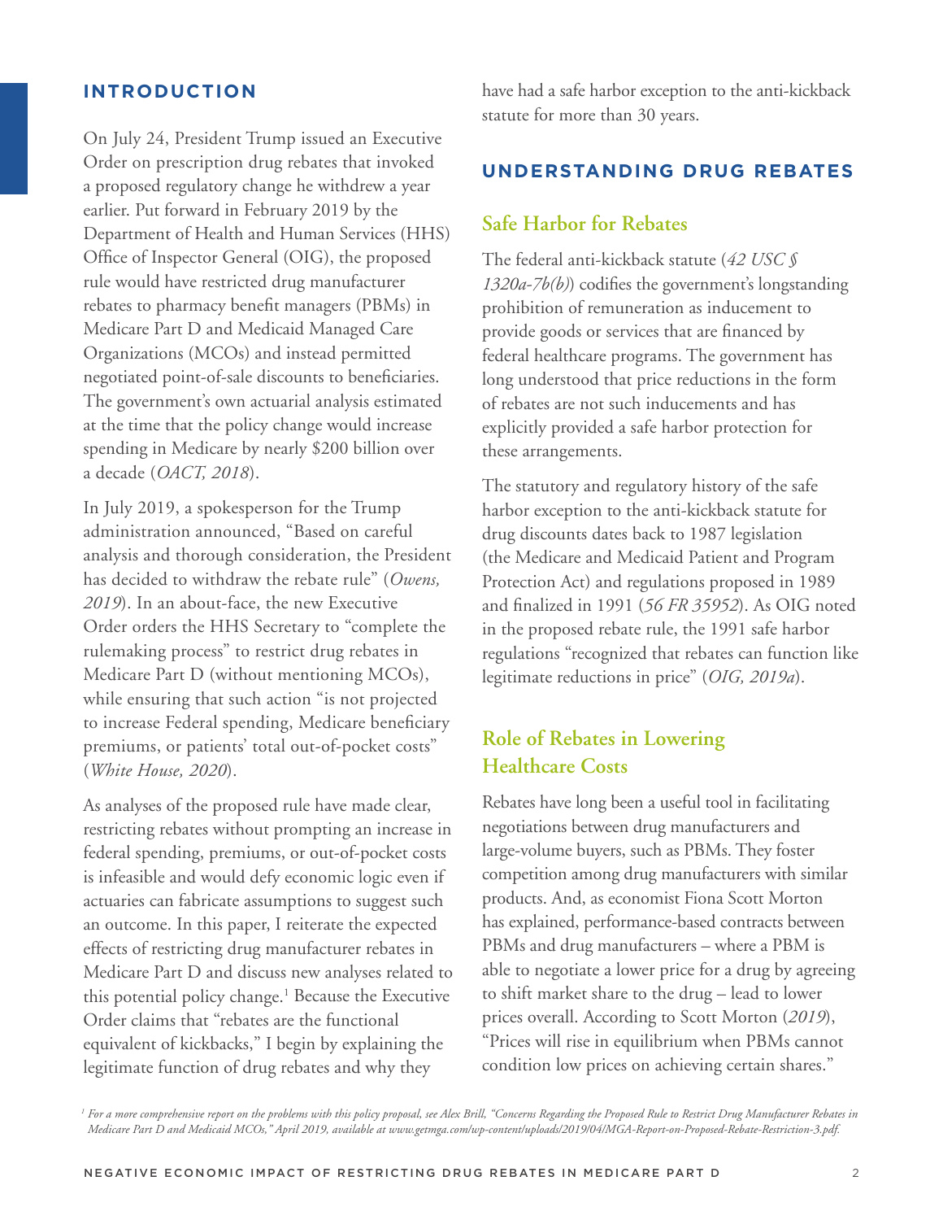## INTRODUCTION

On July 24, President Trump issued an Executive Order on prescription drug rebates that invoked a proposed regulatory change he withdrew a year earlier. Put forward in February 2019 by the Department of Health and Human Services (HHS) Office of Inspector General (OIG), the proposed rule would have restricted drug manufacturer rebates to pharmacy benefit managers (PBMs) in Medicare Part D and Medicaid Managed Care Organizations (MCOs) and instead permitted negotiated point-of-sale discounts to beneficiaries. The government's own actuarial analysis estimated at the time that the policy change would increase spending in Medicare by nearly $200 billion over a decade (*OACT, 2018*).

In July 2019, a spokesperson for the Trump administration announced, "Based on careful analysis and thorough consideration, the President has decided to withdraw the rebate rule" (*Owens, 2019*). In an about-face, the new Executive Order orders the HHS Secretary to "complete the rulemaking process" to restrict drug rebates in Medicare Part D (without mentioning MCOs), while ensuring that such action "is not projected to increase Federal spending, Medicare beneficiary premiums, or patients' total out-of-pocket costs" (*White House, 2020*).

As analyses of the proposed rule have made clear, restricting rebates without prompting an increase in federal spending, premiums, or out-of-pocket costs is infeasible and would defy economic logic even if actuaries can fabricate assumptions to suggest such an outcome. In this paper, I reiterate the expected effects of restricting drug manufacturer rebates in Medicare Part D and discuss new analyses related to this potential policy change.[1] Because the Executive Order claims that "rebates are the functional equivalent of kickbacks," I begin by explaining the legitimate function of drug rebates and why they have had a safe harbor exception to the anti-kickback statute for more than 30 years.

## UNDERSTANDING DRUG REBATES

### Safe Harbor for Rebates

The federal anti-kickback statute (*42 USC § 1320a-7b(b)*) codifies the government's longstanding prohibition of remuneration as inducement to provide goods or services that are financed by federal healthcare programs. The government has long understood that price reductions in the form of rebates are not such inducements and has explicitly provided a safe harbor protection for these arrangements.

The statutory and regulatory history of the safe harbor exception to the anti-kickback statute for drug discounts dates back to 1987 legislation (the Medicare and Medicaid Patient and Program Protection Act) and regulations proposed in 1989 and finalized in 1991 (*56 FR 35952*). As OIG noted in the proposed rebate rule, the 1991 safe harbor regulations "recognized that rebates can function like legitimate reductions in price" (*OIG, 2019a*).

### Role of Rebates in Lowering Healthcare Costs

Rebates have long been a useful tool in facilitating negotiations between drug manufacturers and large-volume buyers, such as PBMs. They foster competition among drug manufacturers with similar products. And, as economist Fiona Scott Morton has explained, performance-based contracts between PBMs and drug manufacturers – where a PBM is able to negotiate a lower price for a drug by agreeing to shift market share to the drug – lead to lower prices overall. According to Scott Morton (*2019*), "Prices will rise in equilibrium when PBMs cannot condition low prices on achieving certain shares."

---

[1] *For a more comprehensive report on the problems with this policy proposal, see Alex Brill, "Concerns Regarding the Proposed Rule to Restrict Drug Manufacturer Rebates in Medicare Part D and Medicaid MCOs," April 2019, available at www.getmga.com/wp-content/uploads/2019/04/MGA-Report-on-Proposed-Rebate-Restriction-3.pdf.*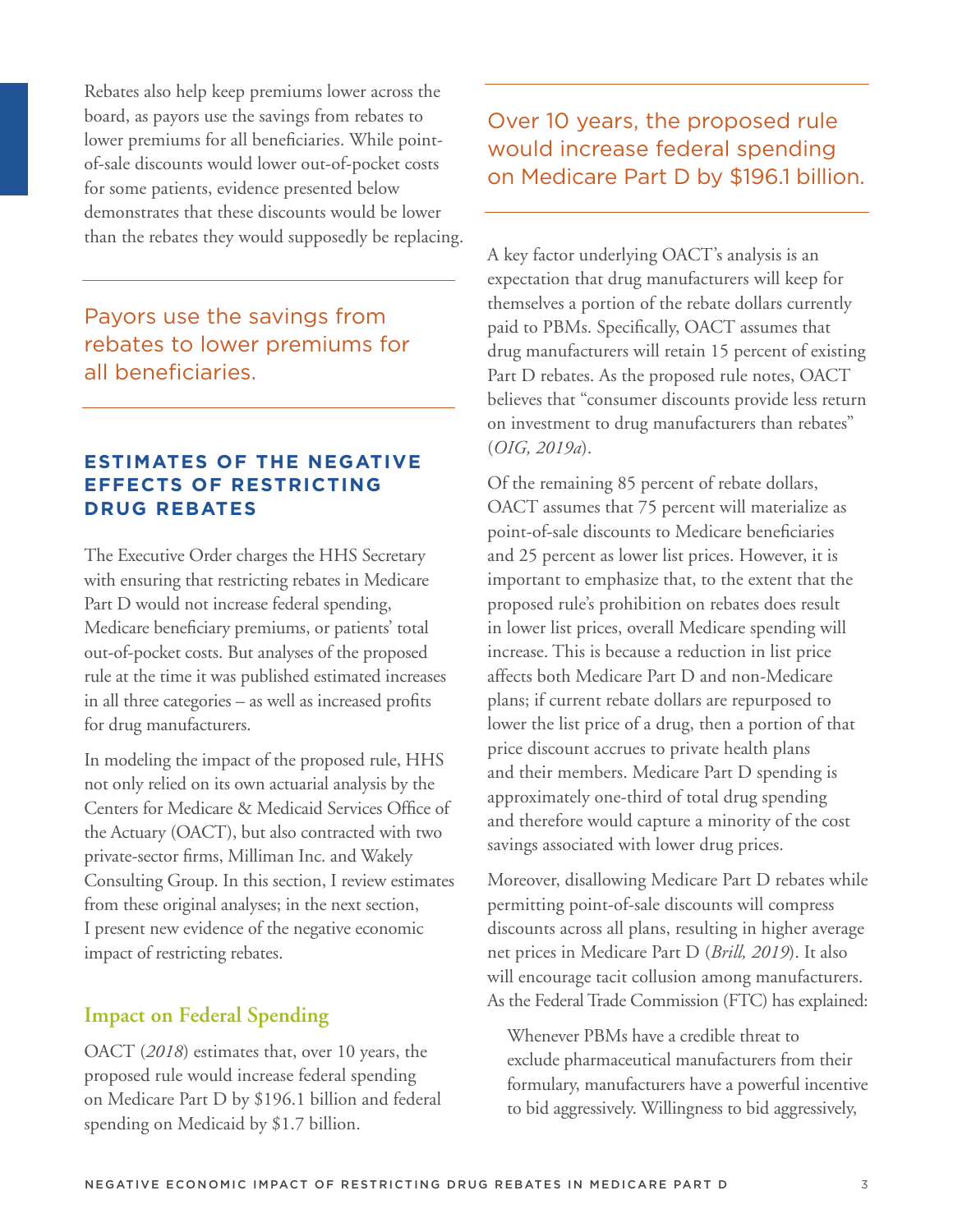Rebates also help keep premiums lower across the board, as payors use the savings from rebates to lower premiums for all beneficiaries. While point-of-sale discounts would lower out-of-pocket costs for some patients, evidence presented below demonstrates that these discounts would be lower than the rebates they would supposedly be replacing.

> Payors use the savings from rebates to lower premiums for all beneficiaries.

## ESTIMATES OF THE NEGATIVE EFFECTS OF RESTRICTING DRUG REBATES

The Executive Order charges the HHS Secretary with ensuring that restricting rebates in Medicare Part D would not increase federal spending, Medicare beneficiary premiums, or patients' total out-of-pocket costs. But analyses of the proposed rule at the time it was published estimated increases in all three categories – as well as increased profits for drug manufacturers.

In modeling the impact of the proposed rule, HHS not only relied on its own actuarial analysis by the Centers for Medicare & Medicaid Services Office of the Actuary (OACT), but also contracted with two private-sector firms, Milliman Inc. and Wakely Consulting Group. In this section, I review estimates from these original analyses; in the next section, I present new evidence of the negative economic impact of restricting rebates.

### Impact on Federal Spending

OACT (*2018*) estimates that, over 10 years, the proposed rule would increase federal spending on Medicare Part D by $196.1 billion and federal spending on Medicaid by $1.7 billion.

> Over 10 years, the proposed rule would increase federal spending on Medicare Part D by $196.1 billion.

A key factor underlying OACT's analysis is an expectation that drug manufacturers will keep for themselves a portion of the rebate dollars currently paid to PBMs. Specifically, OACT assumes that drug manufacturers will retain 15 percent of existing Part D rebates. As the proposed rule notes, OACT believes that "consumer discounts provide less return on investment to drug manufacturers than rebates" (*OIG, 2019a*).

Of the remaining 85 percent of rebate dollars, OACT assumes that 75 percent will materialize as point-of-sale discounts to Medicare beneficiaries and 25 percent as lower list prices. However, it is important to emphasize that, to the extent that the proposed rule's prohibition on rebates does result in lower list prices, overall Medicare spending will increase. This is because a reduction in list price affects both Medicare Part D and non-Medicare plans; if current rebate dollars are repurposed to lower the list price of a drug, then a portion of that price discount accrues to private health plans and their members. Medicare Part D spending is approximately one-third of total drug spending and therefore would capture a minority of the cost savings associated with lower drug prices.

Moreover, disallowing Medicare Part D rebates while permitting point-of-sale discounts will compress discounts across all plans, resulting in higher average net prices in Medicare Part D (*Brill, 2019*). It also will encourage tacit collusion among manufacturers. As the Federal Trade Commission (FTC) has explained:

> Whenever PBMs have a credible threat to exclude pharmaceutical manufacturers from their formulary, manufacturers have a powerful incentive to bid aggressively. Willingness to bid aggressively,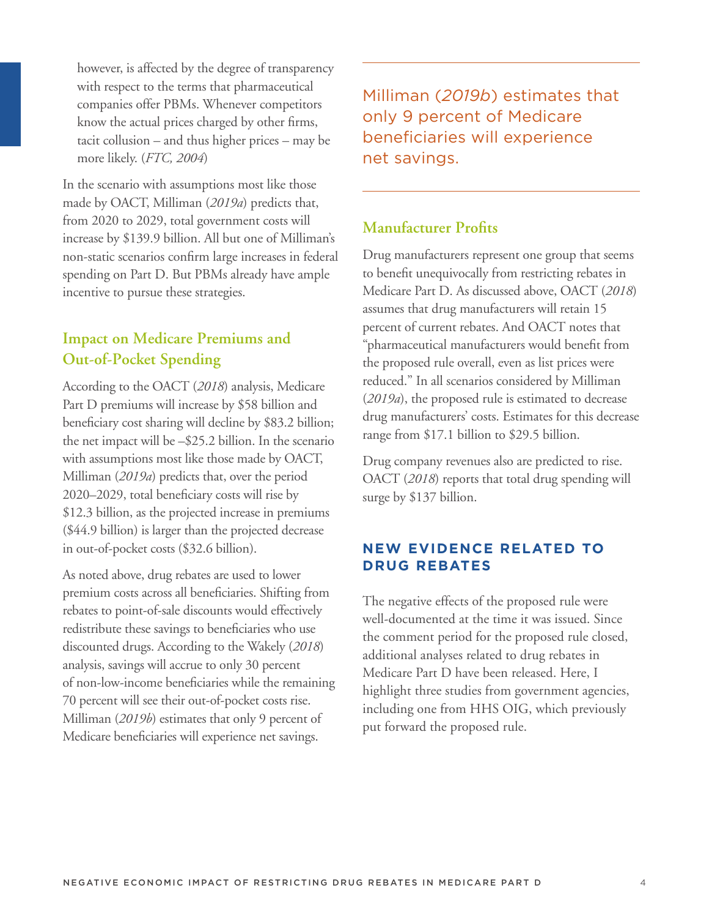however, is affected by the degree of transparency with respect to the terms that pharmaceutical companies offer PBMs. Whenever competitors know the actual prices charged by other firms, tacit collusion – and thus higher prices – may be more likely. (*FTC, 2004*)

In the scenario with assumptions most like those made by OACT, Milliman (*2019a*) predicts that, from 2020 to 2029, total government costs will increase by $139.9 billion. All but one of Milliman's non-static scenarios confirm large increases in federal spending on Part D. But PBMs already have ample incentive to pursue these strategies.

### Impact on Medicare Premiums and Out-of-Pocket Spending

According to the OACT (*2018*) analysis, Medicare Part D premiums will increase by $58 billion and beneficiary cost sharing will decline by $83.2 billion; the net impact will be –$25.2 billion. In the scenario with assumptions most like those made by OACT, Milliman (*2019a*) predicts that, over the period 2020–2029, total beneficiary costs will rise by $12.3 billion, as the projected increase in premiums ($44.9 billion) is larger than the projected decrease in out-of-pocket costs ($32.6 billion).

As noted above, drug rebates are used to lower premium costs across all beneficiaries. Shifting from rebates to point-of-sale discounts would effectively redistribute these savings to beneficiaries who use discounted drugs. According to the Wakely (*2018*) analysis, savings will accrue to only 30 percent of non-low-income beneficiaries while the remaining 70 percent will see their out-of-pocket costs rise. Milliman (*2019b*) estimates that only 9 percent of Medicare beneficiaries will experience net savings.

> Milliman (*2019b*) estimates that only 9 percent of Medicare beneficiaries will experience net savings.

### Manufacturer Profits

Drug manufacturers represent one group that seems to benefit unequivocally from restricting rebates in Medicare Part D. As discussed above, OACT (*2018*) assumes that drug manufacturers will retain 15 percent of current rebates. And OACT notes that "pharmaceutical manufacturers would benefit from the proposed rule overall, even as list prices were reduced." In all scenarios considered by Milliman (*2019a*), the proposed rule is estimated to decrease drug manufacturers' costs. Estimates for this decrease range from $17.1 billion to $29.5 billion.

Drug company revenues also are predicted to rise. OACT (*2018*) reports that total drug spending will surge by $137 billion.

## NEW EVIDENCE RELATED TO DRUG REBATES

The negative effects of the proposed rule were well-documented at the time it was issued. Since the comment period for the proposed rule closed, additional analyses related to drug rebates in Medicare Part D have been released. Here, I highlight three studies from government agencies, including one from HHS OIG, which previously put forward the proposed rule.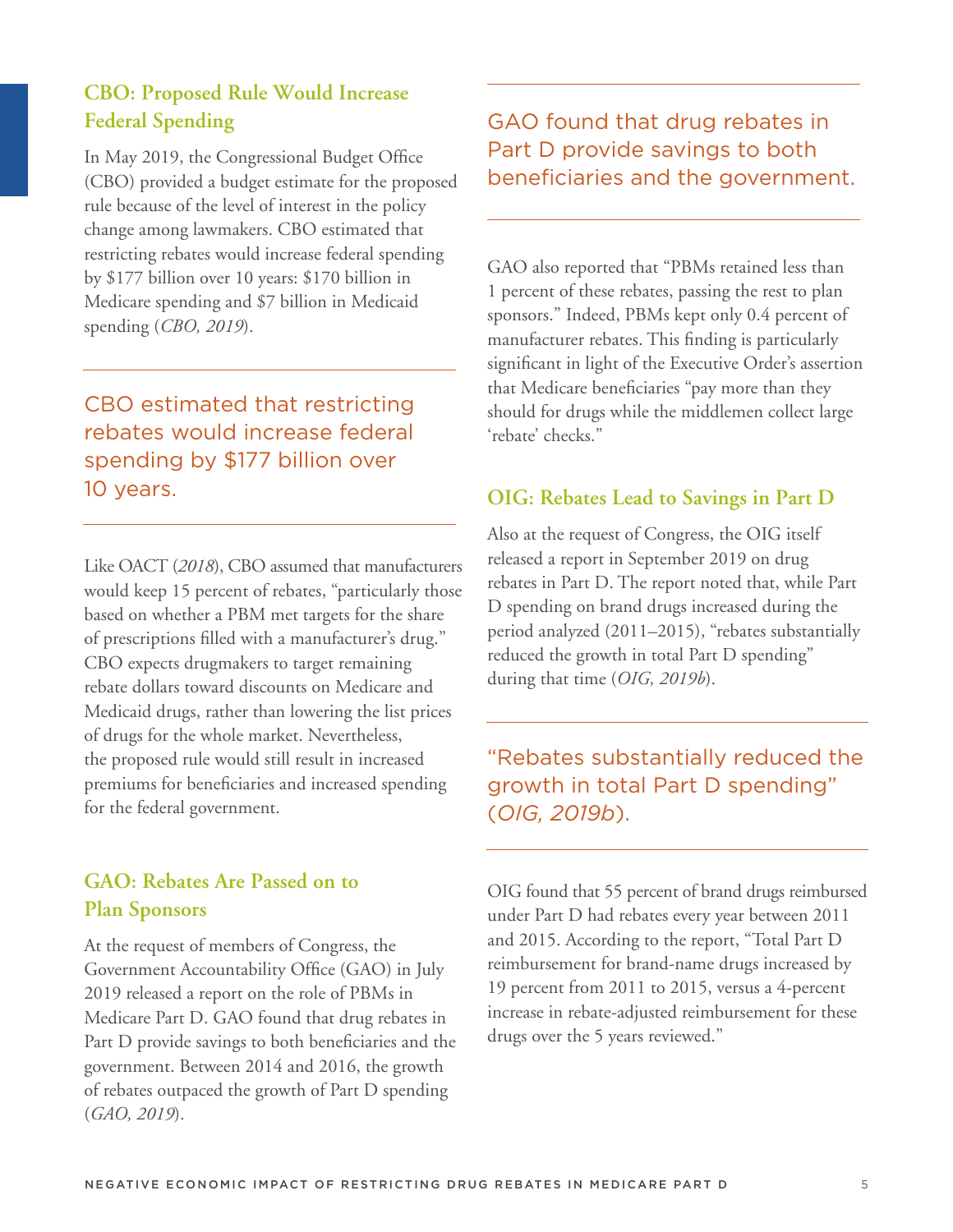### CBO: Proposed Rule Would Increase Federal Spending

In May 2019, the Congressional Budget Office (CBO) provided a budget estimate for the proposed rule because of the level of interest in the policy change among lawmakers. CBO estimated that restricting rebates would increase federal spending by $177 billion over 10 years: $170 billion in Medicare spending and $7 billion in Medicaid spending (*CBO, 2019*).

> CBO estimated that restricting rebates would increase federal spending by $177 billion over 10 years.

Like OACT (*2018*), CBO assumed that manufacturers would keep 15 percent of rebates, "particularly those based on whether a PBM met targets for the share of prescriptions filled with a manufacturer's drug." CBO expects drugmakers to target remaining rebate dollars toward discounts on Medicare and Medicaid drugs, rather than lowering the list prices of drugs for the whole market. Nevertheless, the proposed rule would still result in increased premiums for beneficiaries and increased spending for the federal government.

### GAO: Rebates Are Passed on to Plan Sponsors

At the request of members of Congress, the Government Accountability Office (GAO) in July 2019 released a report on the role of PBMs in Medicare Part D. GAO found that drug rebates in Part D provide savings to both beneficiaries and the government. Between 2014 and 2016, the growth of rebates outpaced the growth of Part D spending (*GAO, 2019*).

> GAO found that drug rebates in Part D provide savings to both beneficiaries and the government.

GAO also reported that "PBMs retained less than 1 percent of these rebates, passing the rest to plan sponsors." Indeed, PBMs kept only 0.4 percent of manufacturer rebates. This finding is particularly significant in light of the Executive Order's assertion that Medicare beneficiaries "pay more than they should for drugs while the middlemen collect large 'rebate' checks."

### OIG: Rebates Lead to Savings in Part D

Also at the request of Congress, the OIG itself released a report in September 2019 on drug rebates in Part D. The report noted that, while Part D spending on brand drugs increased during the period analyzed (2011–2015), "rebates substantially reduced the growth in total Part D spending" during that time (*OIG, 2019b*).

> "Rebates substantially reduced the growth in total Part D spending" (*OIG, 2019b*).

OIG found that 55 percent of brand drugs reimbursed under Part D had rebates every year between 2011 and 2015. According to the report, "Total Part D reimbursement for brand-name drugs increased by 19 percent from 2011 to 2015, versus a 4-percent increase in rebate-adjusted reimbursement for these drugs over the 5 years reviewed."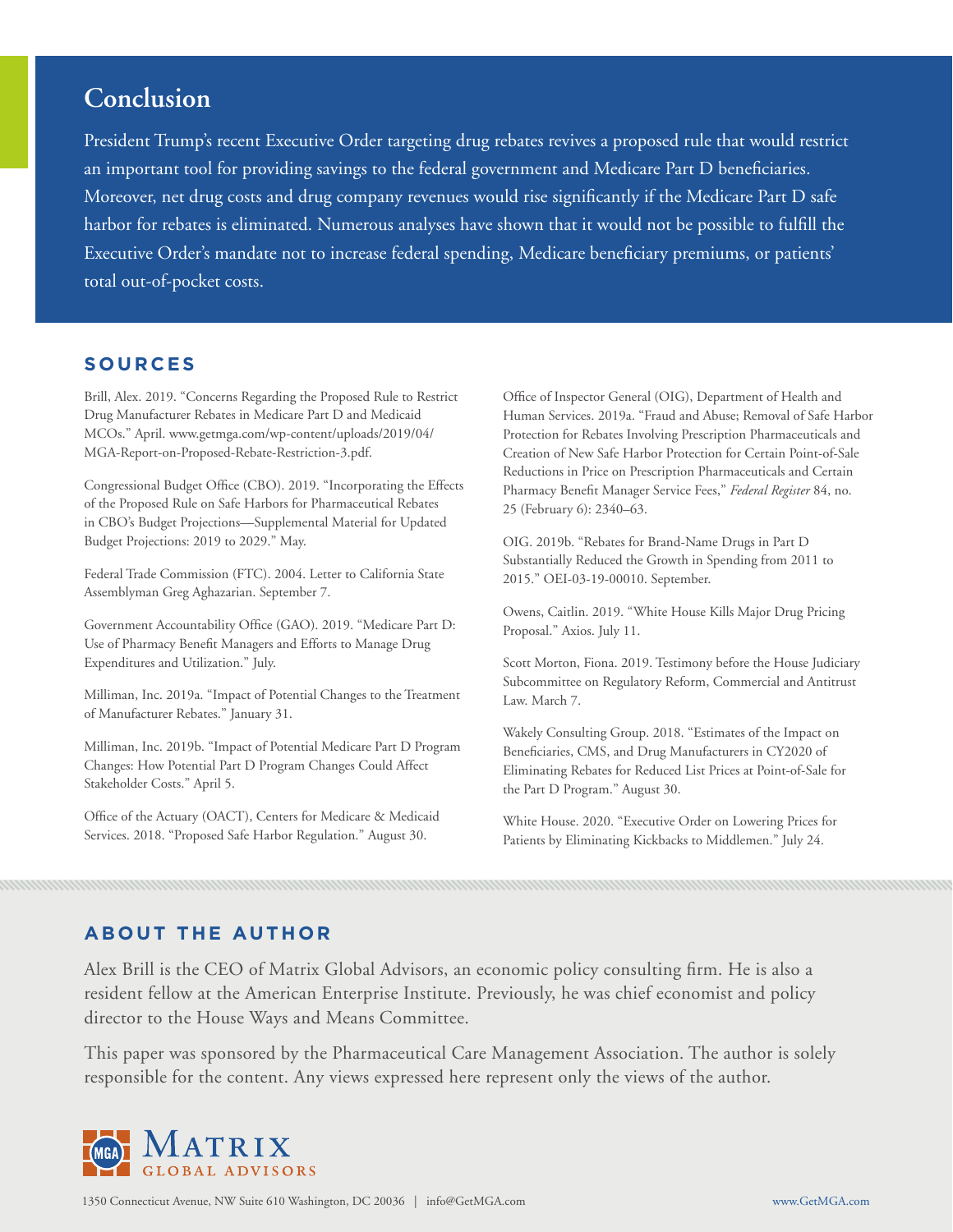## Conclusion

President Trump's recent Executive Order targeting drug rebates revives a proposed rule that would restrict an important tool for providing savings to the federal government and Medicare Part D beneficiaries. Moreover, net drug costs and drug company revenues would rise significantly if the Medicare Part D safe harbor for rebates is eliminated. Numerous analyses have shown that it would not be possible to fulfill the Executive Order's mandate not to increase federal spending, Medicare beneficiary premiums, or patients' total out-of-pocket costs.

## SOURCES

Brill, Alex. 2019. "Concerns Regarding the Proposed Rule to Restrict Drug Manufacturer Rebates in Medicare Part D and Medicaid MCOs." April. www.getmga.com/wp-content/uploads/2019/04/MGA-Report-on-Proposed-Rebate-Restriction-3.pdf.

Congressional Budget Office (CBO). 2019. "Incorporating the Effects of the Proposed Rule on Safe Harbors for Pharmaceutical Rebates in CBO's Budget Projections—Supplemental Material for Updated Budget Projections: 2019 to 2029." May.

Federal Trade Commission (FTC). 2004. Letter to California State Assemblyman Greg Aghazarian. September 7.

Government Accountability Office (GAO). 2019. "Medicare Part D: Use of Pharmacy Benefit Managers and Efforts to Manage Drug Expenditures and Utilization." July.

Milliman, Inc. 2019a. "Impact of Potential Changes to the Treatment of Manufacturer Rebates." January 31.

Milliman, Inc. 2019b. "Impact of Potential Medicare Part D Program Changes: How Potential Part D Program Changes Could Affect Stakeholder Costs." April 5.

Office of the Actuary (OACT), Centers for Medicare & Medicaid Services. 2018. "Proposed Safe Harbor Regulation." August 30.

Office of Inspector General (OIG), Department of Health and Human Services. 2019a. "Fraud and Abuse; Removal of Safe Harbor Protection for Rebates Involving Prescription Pharmaceuticals and Creation of New Safe Harbor Protection for Certain Point-of-Sale Reductions in Price on Prescription Pharmaceuticals and Certain Pharmacy Benefit Manager Service Fees," *Federal Register* 84, no. 25 (February 6): 2340–63.

OIG. 2019b. "Rebates for Brand-Name Drugs in Part D Substantially Reduced the Growth in Spending from 2011 to 2015." OEI-03-19-00010. September.

Owens, Caitlin. 2019. "White House Kills Major Drug Pricing Proposal." Axios. July 11.

Scott Morton, Fiona. 2019. Testimony before the House Judiciary Subcommittee on Regulatory Reform, Commercial and Antitrust Law. March 7.

Wakely Consulting Group. 2018. "Estimates of the Impact on Beneficiaries, CMS, and Drug Manufacturers in CY2020 of Eliminating Rebates for Reduced List Prices at Point-of-Sale for the Part D Program." August 30.

White House. 2020. "Executive Order on Lowering Prices for Patients by Eliminating Kickbacks to Middlemen." July 24.

## ABOUT THE AUTHOR

Alex Brill is the CEO of Matrix Global Advisors, an economic policy consulting firm. He is also a resident fellow at the American Enterprise Institute. Previously, he was chief economist and policy director to the House Ways and Means Committee.

This paper was sponsored by the Pharmaceutical Care Management Association. The author is solely responsible for the content. Any views expressed here represent only the views of the author.

MATRIX GLOBAL ADVISORS

1350 Connecticut Avenue, NW Suite 610 Washington, DC 20036 | info@GetMGA.com

www.GetMGA.com